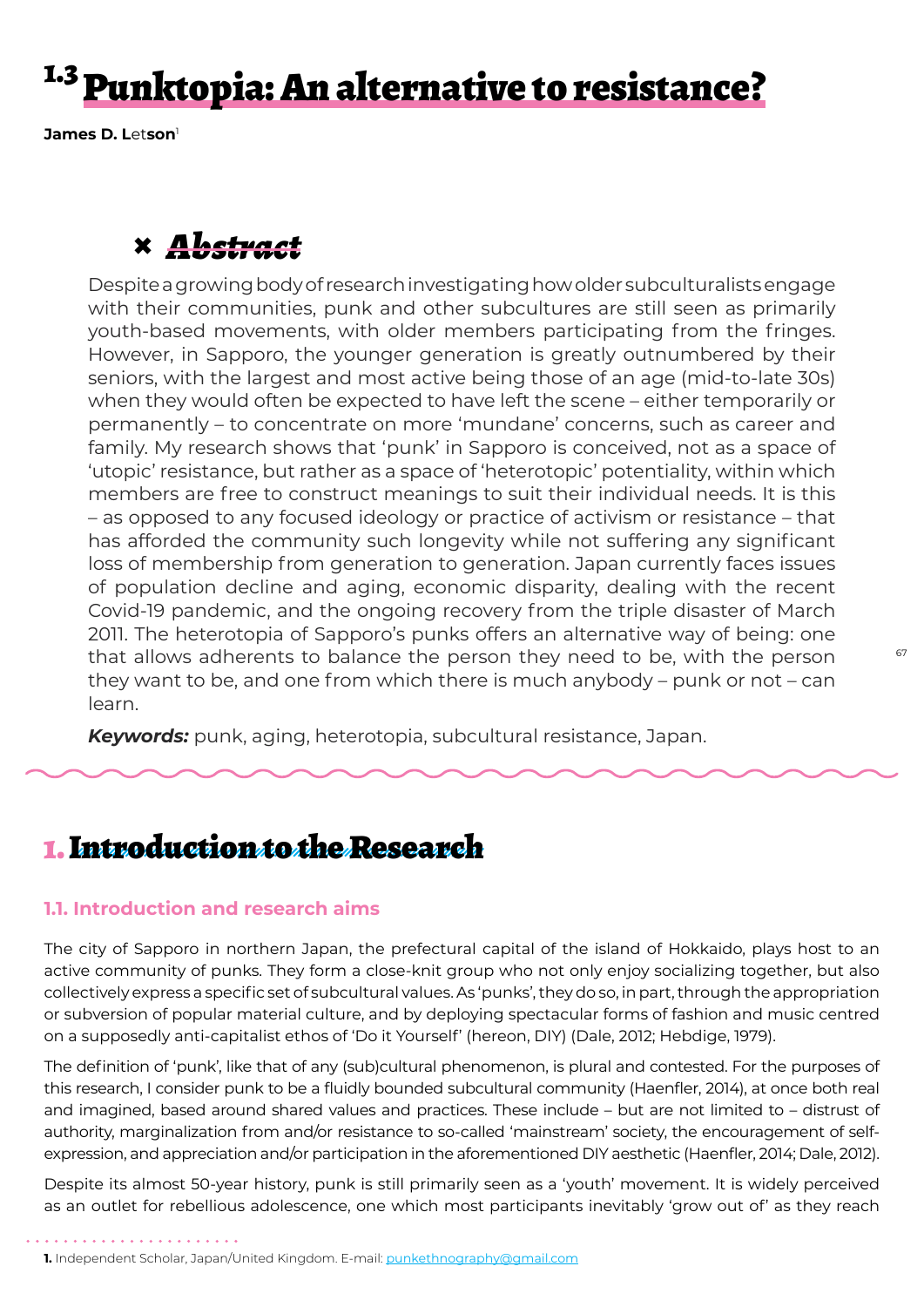# 1.3 Punktopia: An alternative to resistance?

**James D. Letson**[1]

## Abstract

Despite a growing body of research investigating how older subculturalists engage with their communities, punk and other subcultures are still seen as primarily youth-based movements, with older members participating from the fringes. However, in Sapporo, the younger generation is greatly outnumbered by their seniors, with the largest and most active being those of an age (mid-to-late 30s) when they would often be expected to have left the scene – either temporarily or permanently – to concentrate on more 'mundane' concerns, such as career and family. My research shows that 'punk' in Sapporo is conceived, not as a space of 'utopic' resistance, but rather as a space of 'heterotopic' potentiality, within which members are free to construct meanings to suit their individual needs. It is this – as opposed to any focused ideology or practice of activism or resistance – that has afforded the community such longevity while not suffering any significant loss of membership from generation to generation. Japan currently faces issues of population decline and aging, economic disparity, dealing with the recent Covid-19 pandemic, and the ongoing recovery from the triple disaster of March 2011. The heterotopia of Sapporo's punks offers an alternative way of being: one that allows adherents to balance the person they need to be, with the person they want to be, and one from which there is much anybody – punk or not – can learn.

***Keywords:*** punk, aging, heterotopia, subcultural resistance, Japan.

## 1. Introduction to the Research

### 1.1. Introduction and research aims

The city of Sapporo in northern Japan, the prefectural capital of the island of Hokkaido, plays host to an active community of punks. They form a close-knit group who not only enjoy socializing together, but also collectively express a specific set of subcultural values. As 'punks', they do so, in part, through the appropriation or subversion of popular material culture, and by deploying spectacular forms of fashion and music centred on a supposedly anti-capitalist ethos of 'Do it Yourself' (hereon, DIY) (Dale, 2012; Hebdige, 1979).

The definition of 'punk', like that of any (sub)cultural phenomenon, is plural and contested. For the purposes of this research, I consider punk to be a fluidly bounded subcultural community (Haenfler, 2014), at once both real and imagined, based around shared values and practices. These include – but are not limited to – distrust of authority, marginalization from and/or resistance to so-called 'mainstream' society, the encouragement of self-expression, and appreciation and/or participation in the aforementioned DIY aesthetic (Haenfler, 2014; Dale, 2012).

Despite its almost 50-year history, punk is still primarily seen as a 'youth' movement. It is widely perceived as an outlet for rebellious adolescence, one which most participants inevitably 'grow out of' as they reach

**1.** Independent Scholar, Japan/United Kingdom. E-mail: punkethnography@gmail.com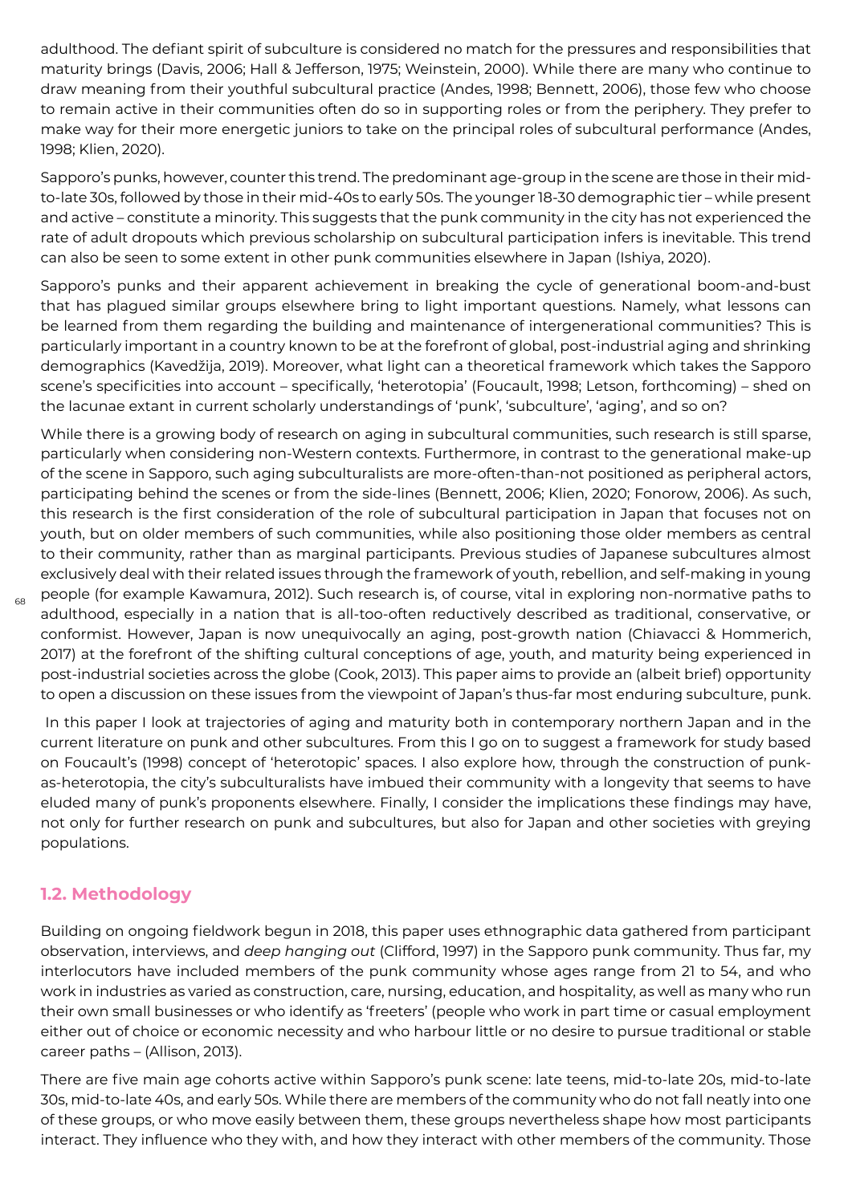adulthood. The defiant spirit of subculture is considered no match for the pressures and responsibilities that maturity brings (Davis, 2006; Hall & Jefferson, 1975; Weinstein, 2000). While there are many who continue to draw meaning from their youthful subcultural practice (Andes, 1998; Bennett, 2006), those few who choose to remain active in their communities often do so in supporting roles or from the periphery. They prefer to make way for their more energetic juniors to take on the principal roles of subcultural performance (Andes, 1998; Klien, 2020).

Sapporo's punks, however, counter this trend. The predominant age-group in the scene are those in their mid-to-late 30s, followed by those in their mid-40s to early 50s. The younger 18-30 demographic tier – while present and active – constitute a minority. This suggests that the punk community in the city has not experienced the rate of adult dropouts which previous scholarship on subcultural participation infers is inevitable. This trend can also be seen to some extent in other punk communities elsewhere in Japan (Ishiya, 2020).

Sapporo's punks and their apparent achievement in breaking the cycle of generational boom-and-bust that has plagued similar groups elsewhere bring to light important questions. Namely, what lessons can be learned from them regarding the building and maintenance of intergenerational communities? This is particularly important in a country known to be at the forefront of global, post-industrial aging and shrinking demographics (Kavedžija, 2019). Moreover, what light can a theoretical framework which takes the Sapporo scene's specificities into account – specifically, 'heterotopia' (Foucault, 1998; Letson, forthcoming) – shed on the lacunae extant in current scholarly understandings of 'punk', 'subculture', 'aging', and so on?

While there is a growing body of research on aging in subcultural communities, such research is still sparse, particularly when considering non-Western contexts. Furthermore, in contrast to the generational make-up of the scene in Sapporo, such aging subculturalists are more-often-than-not positioned as peripheral actors, participating behind the scenes or from the side-lines (Bennett, 2006; Klien, 2020; Fonorow, 2006). As such, this research is the first consideration of the role of subcultural participation in Japan that focuses not on youth, but on older members of such communities, while also positioning those older members as central to their community, rather than as marginal participants. Previous studies of Japanese subcultures almost exclusively deal with their related issues through the framework of youth, rebellion, and self-making in young people (for example Kawamura, 2012). Such research is, of course, vital in exploring non-normative paths to adulthood, especially in a nation that is all-too-often reductively described as traditional, conservative, or conformist. However, Japan is now unequivocally an aging, post-growth nation (Chiavacci & Hommerich, 2017) at the forefront of the shifting cultural conceptions of age, youth, and maturity being experienced in post-industrial societies across the globe (Cook, 2013). This paper aims to provide an (albeit brief) opportunity to open a discussion on these issues from the viewpoint of Japan's thus-far most enduring subculture, punk.

In this paper I look at trajectories of aging and maturity both in contemporary northern Japan and in the current literature on punk and other subcultures. From this I go on to suggest a framework for study based on Foucault's (1998) concept of 'heterotopic' spaces. I also explore how, through the construction of punk-as-heterotopia, the city's subculturalists have imbued their community with a longevity that seems to have eluded many of punk's proponents elsewhere. Finally, I consider the implications these findings may have, not only for further research on punk and subcultures, but also for Japan and other societies with greying populations.

### 1.2. Methodology

Building on ongoing fieldwork begun in 2018, this paper uses ethnographic data gathered from participant observation, interviews, and *deep hanging out* (Clifford, 1997) in the Sapporo punk community. Thus far, my interlocutors have included members of the punk community whose ages range from 21 to 54, and who work in industries as varied as construction, care, nursing, education, and hospitality, as well as many who run their own small businesses or who identify as 'freeters' (people who work in part time or casual employment either out of choice or economic necessity and who harbour little or no desire to pursue traditional or stable career paths – (Allison, 2013).

There are five main age cohorts active within Sapporo's punk scene: late teens, mid-to-late 20s, mid-to-late 30s, mid-to-late 40s, and early 50s. While there are members of the community who do not fall neatly into one of these groups, or who move easily between them, these groups nevertheless shape how most participants interact. They influence who they with, and how they interact with other members of the community. Those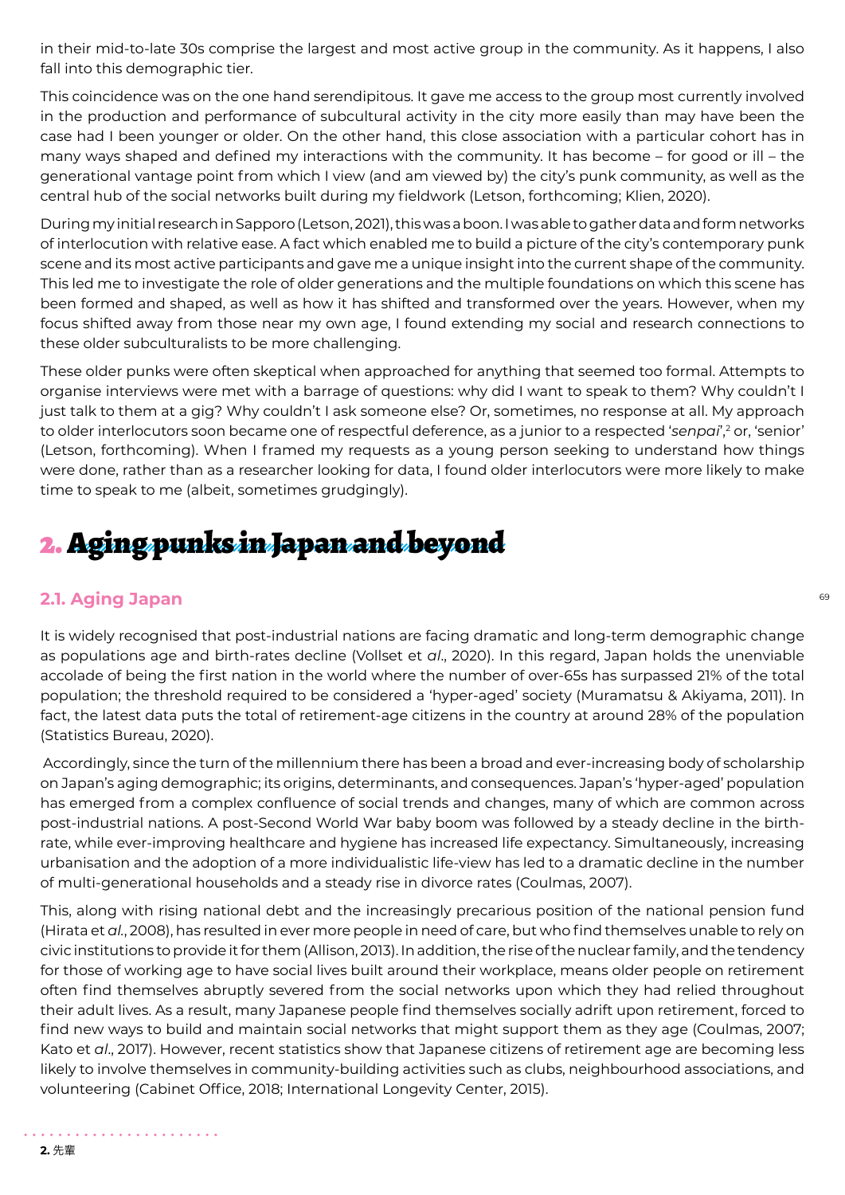in their mid-to-late 30s comprise the largest and most active group in the community. As it happens, I also fall into this demographic tier.

This coincidence was on the one hand serendipitous. It gave me access to the group most currently involved in the production and performance of subcultural activity in the city more easily than may have been the case had I been younger or older. On the other hand, this close association with a particular cohort has in many ways shaped and defined my interactions with the community. It has become – for good or ill – the generational vantage point from which I view (and am viewed by) the city's punk community, as well as the central hub of the social networks built during my fieldwork (Letson, forthcoming; Klien, 2020).

During my initial research in Sapporo (Letson, 2021), this was a boon. I was able to gather data and form networks of interlocution with relative ease. A fact which enabled me to build a picture of the city's contemporary punk scene and its most active participants and gave me a unique insight into the current shape of the community. This led me to investigate the role of older generations and the multiple foundations on which this scene has been formed and shaped, as well as how it has shifted and transformed over the years. However, when my focus shifted away from those near my own age, I found extending my social and research connections to these older subculturalists to be more challenging.

These older punks were often skeptical when approached for anything that seemed too formal. Attempts to organise interviews were met with a barrage of questions: why did I want to speak to them? Why couldn't I just talk to them at a gig? Why couldn't I ask someone else? Or, sometimes, no response at all. My approach to older interlocutors soon became one of respectful deference, as a junior to a respected '*senpai*',[2] or, 'senior' (Letson, forthcoming). When I framed my requests as a young person seeking to understand how things were done, rather than as a researcher looking for data, I found older interlocutors were more likely to make time to speak to me (albeit, sometimes grudgingly).

# 2. Aging punks in Japan and beyond

## 2.1. Aging Japan

It is widely recognised that post-industrial nations are facing dramatic and long-term demographic change as populations age and birth-rates decline (Vollset et *al*., 2020). In this regard, Japan holds the unenviable accolade of being the first nation in the world where the number of over-65s has surpassed 21% of the total population; the threshold required to be considered a 'hyper-aged' society (Muramatsu & Akiyama, 2011). In fact, the latest data puts the total of retirement-age citizens in the country at around 28% of the population (Statistics Bureau, 2020).

Accordingly, since the turn of the millennium there has been a broad and ever-increasing body of scholarship on Japan's aging demographic; its origins, determinants, and consequences. Japan's 'hyper-aged' population has emerged from a complex confluence of social trends and changes, many of which are common across post-industrial nations. A post-Second World War baby boom was followed by a steady decline in the birth-rate, while ever-improving healthcare and hygiene has increased life expectancy. Simultaneously, increasing urbanisation and the adoption of a more individualistic life-view has led to a dramatic decline in the number of multi-generational households and a steady rise in divorce rates (Coulmas, 2007).

This, along with rising national debt and the increasingly precarious position of the national pension fund (Hirata et *al*., 2008), has resulted in ever more people in need of care, but who find themselves unable to rely on civic institutions to provide it for them (Allison, 2013). In addition, the rise of the nuclear family, and the tendency for those of working age to have social lives built around their workplace, means older people on retirement often find themselves abruptly severed from the social networks upon which they had relied throughout their adult lives. As a result, many Japanese people find themselves socially adrift upon retirement, forced to find new ways to build and maintain social networks that might support them as they age (Coulmas, 2007; Kato et *al*., 2017). However, recent statistics show that Japanese citizens of retirement age are becoming less likely to involve themselves in community-building activities such as clubs, neighbourhood associations, and volunteering (Cabinet Office, 2018; International Longevity Center, 2015).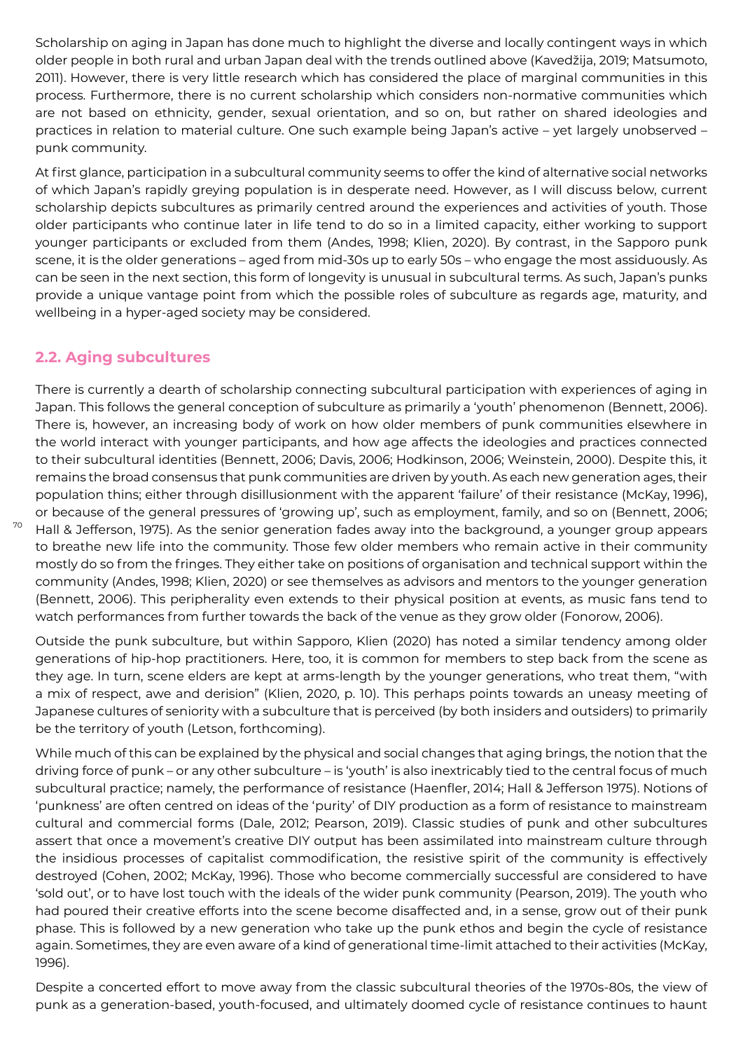Scholarship on aging in Japan has done much to highlight the diverse and locally contingent ways in which older people in both rural and urban Japan deal with the trends outlined above (Kavedžija, 2019; Matsumoto, 2011). However, there is very little research which has considered the place of marginal communities in this process. Furthermore, there is no current scholarship which considers non-normative communities which are not based on ethnicity, gender, sexual orientation, and so on, but rather on shared ideologies and practices in relation to material culture. One such example being Japan's active – yet largely unobserved – punk community.

At first glance, participation in a subcultural community seems to offer the kind of alternative social networks of which Japan's rapidly greying population is in desperate need. However, as I will discuss below, current scholarship depicts subcultures as primarily centred around the experiences and activities of youth. Those older participants who continue later in life tend to do so in a limited capacity, either working to support younger participants or excluded from them (Andes, 1998; Klien, 2020). By contrast, in the Sapporo punk scene, it is the older generations – aged from mid-30s up to early 50s – who engage the most assiduously. As can be seen in the next section, this form of longevity is unusual in subcultural terms. As such, Japan's punks provide a unique vantage point from which the possible roles of subculture as regards age, maturity, and wellbeing in a hyper-aged society may be considered.

## 2.2. Aging subcultures

There is currently a dearth of scholarship connecting subcultural participation with experiences of aging in Japan. This follows the general conception of subculture as primarily a 'youth' phenomenon (Bennett, 2006). There is, however, an increasing body of work on how older members of punk communities elsewhere in the world interact with younger participants, and how age affects the ideologies and practices connected to their subcultural identities (Bennett, 2006; Davis, 2006; Hodkinson, 2006; Weinstein, 2000). Despite this, it remains the broad consensus that punk communities are driven by youth. As each new generation ages, their population thins; either through disillusionment with the apparent 'failure' of their resistance (McKay, 1996), or because of the general pressures of 'growing up', such as employment, family, and so on (Bennett, 2006; Hall & Jefferson, 1975). As the senior generation fades away into the background, a younger group appears to breathe new life into the community. Those few older members who remain active in their community mostly do so from the fringes. They either take on positions of organisation and technical support within the community (Andes, 1998; Klien, 2020) or see themselves as advisors and mentors to the younger generation (Bennett, 2006). This peripherality even extends to their physical position at events, as music fans tend to watch performances from further towards the back of the venue as they grow older (Fonorow, 2006).

Outside the punk subculture, but within Sapporo, Klien (2020) has noted a similar tendency among older generations of hip-hop practitioners. Here, too, it is common for members to step back from the scene as they age. In turn, scene elders are kept at arms-length by the younger generations, who treat them, "with a mix of respect, awe and derision" (Klien, 2020, p. 10). This perhaps points towards an uneasy meeting of Japanese cultures of seniority with a subculture that is perceived (by both insiders and outsiders) to primarily be the territory of youth (Letson, forthcoming).

While much of this can be explained by the physical and social changes that aging brings, the notion that the driving force of punk – or any other subculture – is 'youth' is also inextricably tied to the central focus of much subcultural practice; namely, the performance of resistance (Haenfler, 2014; Hall & Jefferson 1975). Notions of 'punkness' are often centred on ideas of the 'purity' of DIY production as a form of resistance to mainstream cultural and commercial forms (Dale, 2012; Pearson, 2019). Classic studies of punk and other subcultures assert that once a movement's creative DIY output has been assimilated into mainstream culture through the insidious processes of capitalist commodification, the resistive spirit of the community is effectively destroyed (Cohen, 2002; McKay, 1996). Those who become commercially successful are considered to have 'sold out', or to have lost touch with the ideals of the wider punk community (Pearson, 2019). The youth who had poured their creative efforts into the scene become disaffected and, in a sense, grow out of their punk phase. This is followed by a new generation who take up the punk ethos and begin the cycle of resistance again. Sometimes, they are even aware of a kind of generational time-limit attached to their activities (McKay, 1996).

Despite a concerted effort to move away from the classic subcultural theories of the 1970s-80s, the view of punk as a generation-based, youth-focused, and ultimately doomed cycle of resistance continues to haunt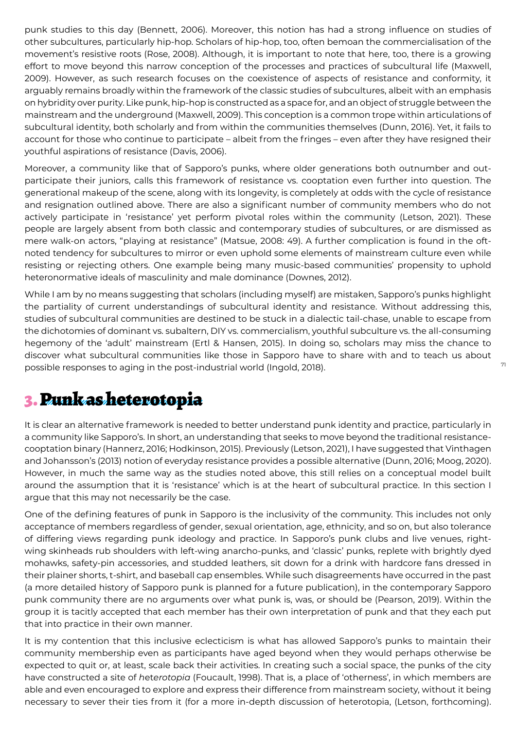punk studies to this day (Bennett, 2006). Moreover, this notion has had a strong influence on studies of other subcultures, particularly hip-hop. Scholars of hip-hop, too, often bemoan the commercialisation of the movement's resistive roots (Rose, 2008). Although, it is important to note that here, too, there is a growing effort to move beyond this narrow conception of the processes and practices of subcultural life (Maxwell, 2009). However, as such research focuses on the coexistence of aspects of resistance and conformity, it arguably remains broadly within the framework of the classic studies of subcultures, albeit with an emphasis on hybridity over purity. Like punk, hip-hop is constructed as a space for, and an object of struggle between the mainstream and the underground (Maxwell, 2009). This conception is a common trope within articulations of subcultural identity, both scholarly and from within the communities themselves (Dunn, 2016). Yet, it fails to account for those who continue to participate – albeit from the fringes – even after they have resigned their youthful aspirations of resistance (Davis, 2006).

Moreover, a community like that of Sapporo's punks, where older generations both outnumber and out-participate their juniors, calls this framework of resistance vs. cooptation even further into question. The generational makeup of the scene, along with its longevity, is completely at odds with the cycle of resistance and resignation outlined above. There are also a significant number of community members who do not actively participate in 'resistance' yet perform pivotal roles within the community (Letson, 2021). These people are largely absent from both classic and contemporary studies of subcultures, or are dismissed as mere walk-on actors, "playing at resistance" (Matsue, 2008: 49). A further complication is found in the oft-noted tendency for subcultures to mirror or even uphold some elements of mainstream culture even while resisting or rejecting others. One example being many music-based communities' propensity to uphold heteronormative ideals of masculinity and male dominance (Downes, 2012).

While I am by no means suggesting that scholars (including myself) are mistaken, Sapporo's punks highlight the partiality of current understandings of subcultural identity and resistance. Without addressing this, studies of subcultural communities are destined to be stuck in a dialectic tail-chase, unable to escape from the dichotomies of dominant vs. subaltern, DIY vs. commercialism, youthful subculture vs. the all-consuming hegemony of the 'adult' mainstream (Ertl & Hansen, 2015). In doing so, scholars may miss the chance to discover what subcultural communities like those in Sapporo have to share with and to teach us about possible responses to aging in the post-industrial world (Ingold, 2018).

## 3. Punk as heterotopia

It is clear an alternative framework is needed to better understand punk identity and practice, particularly in a community like Sapporo's. In short, an understanding that seeks to move beyond the traditional resistance-cooptation binary (Hannerz, 2016; Hodkinson, 2015). Previously (Letson, 2021), I have suggested that Vinthagen and Johansson's (2013) notion of everyday resistance provides a possible alternative (Dunn, 2016; Moog, 2020). However, in much the same way as the studies noted above, this still relies on a conceptual model built around the assumption that it is 'resistance' which is at the heart of subcultural practice. In this section I argue that this may not necessarily be the case.

One of the defining features of punk in Sapporo is the inclusivity of the community. This includes not only acceptance of members regardless of gender, sexual orientation, age, ethnicity, and so on, but also tolerance of differing views regarding punk ideology and practice. In Sapporo's punk clubs and live venues, right-wing skinheads rub shoulders with left-wing anarcho-punks, and 'classic' punks, replete with brightly dyed mohawks, safety-pin accessories, and studded leathers, sit down for a drink with hardcore fans dressed in their plainer shorts, t-shirt, and baseball cap ensembles. While such disagreements have occurred in the past (a more detailed history of Sapporo punk is planned for a future publication), in the contemporary Sapporo punk community there are no arguments over what punk is, was, or should be (Pearson, 2019). Within the group it is tacitly accepted that each member has their own interpretation of punk and that they each put that into practice in their own manner.

It is my contention that this inclusive eclecticism is what has allowed Sapporo's punks to maintain their community membership even as participants have aged beyond when they would perhaps otherwise be expected to quit or, at least, scale back their activities. In creating such a social space, the punks of the city have constructed a site of *heterotopia* (Foucault, 1998). That is, a place of 'otherness', in which members are able and even encouraged to explore and express their difference from mainstream society, without it being necessary to sever their ties from it (for a more in-depth discussion of heterotopia, (Letson, forthcoming).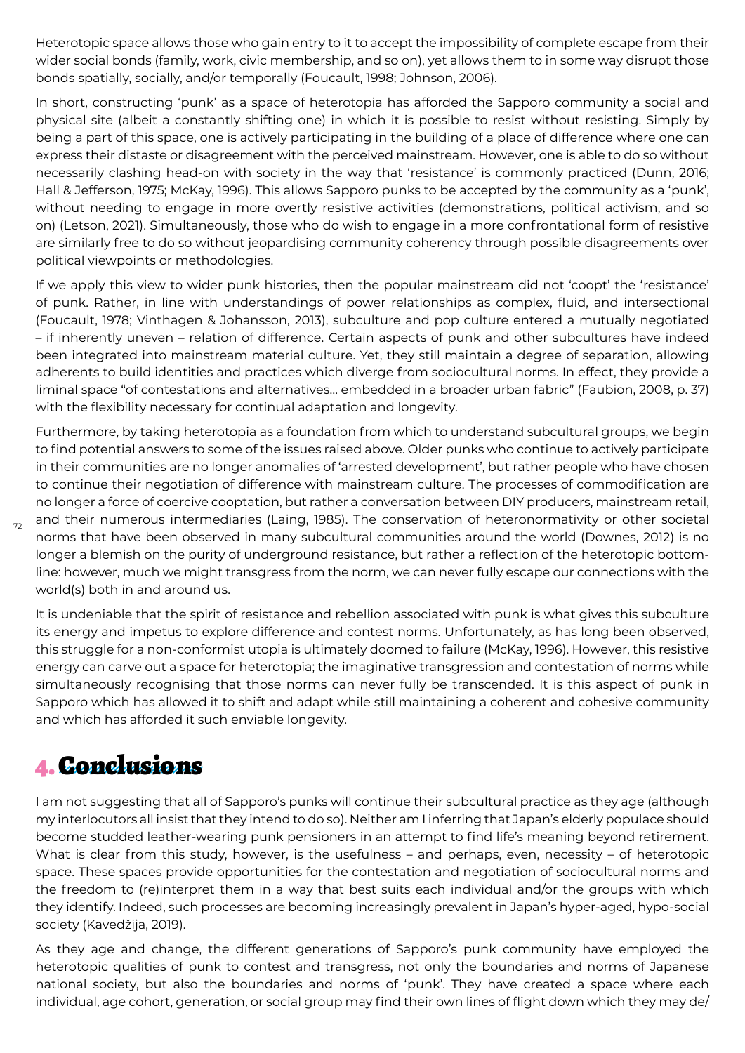Heterotopic space allows those who gain entry to it to accept the impossibility of complete escape from their wider social bonds (family, work, civic membership, and so on), yet allows them to in some way disrupt those bonds spatially, socially, and/or temporally (Foucault, 1998; Johnson, 2006).

In short, constructing 'punk' as a space of heterotopia has afforded the Sapporo community a social and physical site (albeit a constantly shifting one) in which it is possible to resist without resisting. Simply by being a part of this space, one is actively participating in the building of a place of difference where one can express their distaste or disagreement with the perceived mainstream. However, one is able to do so without necessarily clashing head-on with society in the way that 'resistance' is commonly practiced (Dunn, 2016; Hall & Jefferson, 1975; McKay, 1996). This allows Sapporo punks to be accepted by the community as a 'punk', without needing to engage in more overtly resistive activities (demonstrations, political activism, and so on) (Letson, 2021). Simultaneously, those who do wish to engage in a more confrontational form of resistive are similarly free to do so without jeopardising community coherency through possible disagreements over political viewpoints or methodologies.

If we apply this view to wider punk histories, then the popular mainstream did not 'coopt' the 'resistance' of punk. Rather, in line with understandings of power relationships as complex, fluid, and intersectional (Foucault, 1978; Vinthagen & Johansson, 2013), subculture and pop culture entered a mutually negotiated – if inherently uneven – relation of difference. Certain aspects of punk and other subcultures have indeed been integrated into mainstream material culture. Yet, they still maintain a degree of separation, allowing adherents to build identities and practices which diverge from sociocultural norms. In effect, they provide a liminal space "of contestations and alternatives... embedded in a broader urban fabric" (Faubion, 2008, p. 37) with the flexibility necessary for continual adaptation and longevity.

Furthermore, by taking heterotopia as a foundation from which to understand subcultural groups, we begin to find potential answers to some of the issues raised above. Older punks who continue to actively participate in their communities are no longer anomalies of 'arrested development', but rather people who have chosen to continue their negotiation of difference with mainstream culture. The processes of commodification are no longer a force of coercive cooptation, but rather a conversation between DIY producers, mainstream retail, and their numerous intermediaries (Laing, 1985). The conservation of heteronormativity or other societal norms that have been observed in many subcultural communities around the world (Downes, 2012) is no longer a blemish on the purity of underground resistance, but rather a reflection of the heterotopic bottom-line: however, much we might transgress from the norm, we can never fully escape our connections with the world(s) both in and around us.

It is undeniable that the spirit of resistance and rebellion associated with punk is what gives this subculture its energy and impetus to explore difference and contest norms. Unfortunately, as has long been observed, this struggle for a non-conformist utopia is ultimately doomed to failure (McKay, 1996). However, this resistive energy can carve out a space for heterotopia; the imaginative transgression and contestation of norms while simultaneously recognising that those norms can never fully be transcended. It is this aspect of punk in Sapporo which has allowed it to shift and adapt while still maintaining a coherent and cohesive community and which has afforded it such enviable longevity.

# 4. Conclusions

I am not suggesting that all of Sapporo's punks will continue their subcultural practice as they age (although my interlocutors all insist that they intend to do so). Neither am I inferring that Japan's elderly populace should become studded leather-wearing punk pensioners in an attempt to find life's meaning beyond retirement. What is clear from this study, however, is the usefulness – and perhaps, even, necessity – of heterotopic space. These spaces provide opportunities for the contestation and negotiation of sociocultural norms and the freedom to (re)interpret them in a way that best suits each individual and/or the groups with which they identify. Indeed, such processes are becoming increasingly prevalent in Japan's hyper-aged, hypo-social society (Kavedžija, 2019).

As they age and change, the different generations of Sapporo's punk community have employed the heterotopic qualities of punk to contest and transgress, not only the boundaries and norms of Japanese national society, but also the boundaries and norms of 'punk'. They have created a space where each individual, age cohort, generation, or social group may find their own lines of flight down which they may de/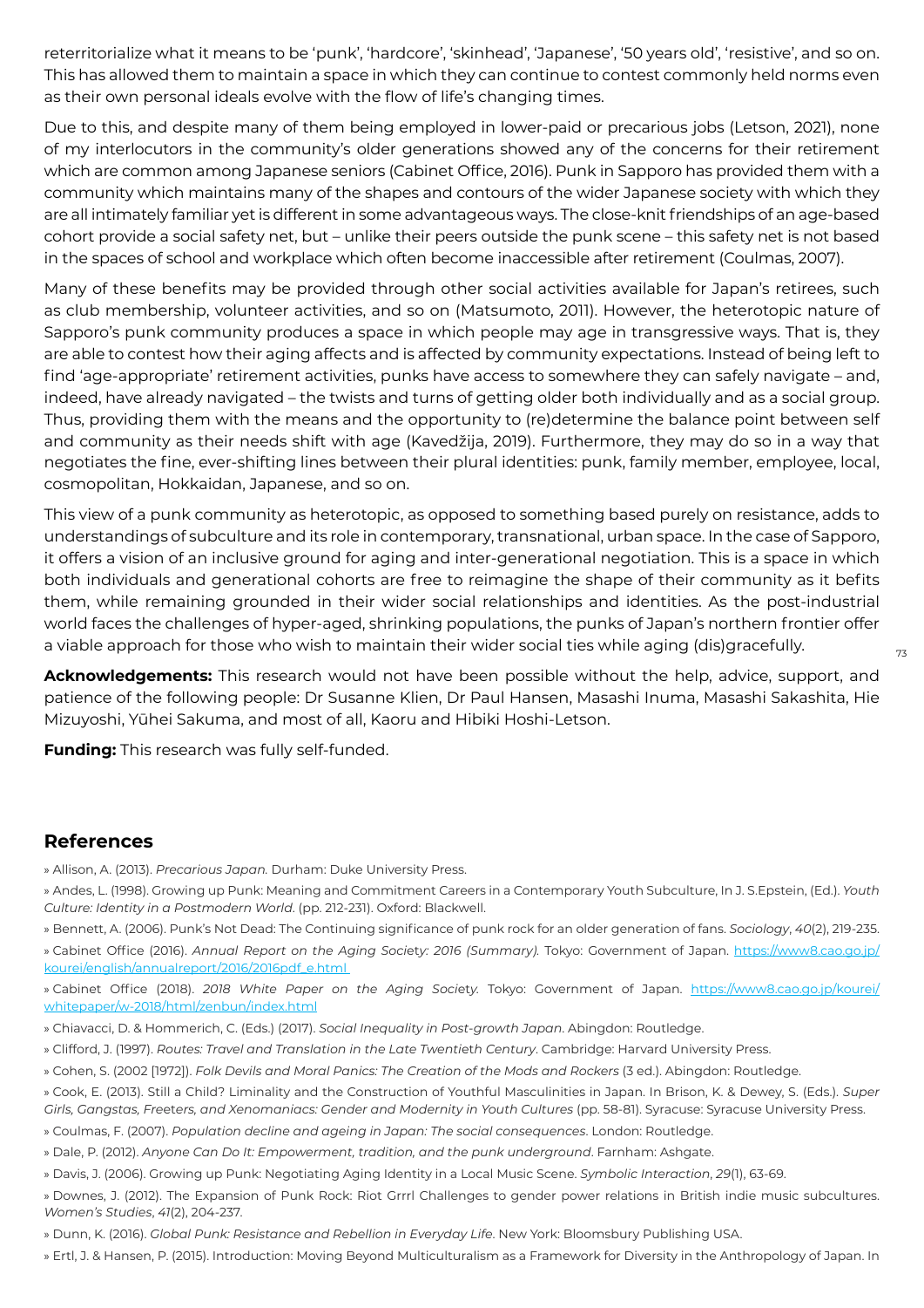reterritorialize what it means to be 'punk', 'hardcore', 'skinhead', 'Japanese', '50 years old', 'resistive', and so on. This has allowed them to maintain a space in which they can continue to contest commonly held norms even as their own personal ideals evolve with the flow of life's changing times.

Due to this, and despite many of them being employed in lower-paid or precarious jobs (Letson, 2021), none of my interlocutors in the community's older generations showed any of the concerns for their retirement which are common among Japanese seniors (Cabinet Office, 2016). Punk in Sapporo has provided them with a community which maintains many of the shapes and contours of the wider Japanese society with which they are all intimately familiar yet is different in some advantageous ways. The close-knit friendships of an age-based cohort provide a social safety net, but – unlike their peers outside the punk scene – this safety net is not based in the spaces of school and workplace which often become inaccessible after retirement (Coulmas, 2007).

Many of these benefits may be provided through other social activities available for Japan's retirees, such as club membership, volunteer activities, and so on (Matsumoto, 2011). However, the heterotopic nature of Sapporo's punk community produces a space in which people may age in transgressive ways. That is, they are able to contest how their aging affects and is affected by community expectations. Instead of being left to find 'age-appropriate' retirement activities, punks have access to somewhere they can safely navigate – and, indeed, have already navigated – the twists and turns of getting older both individually and as a social group. Thus, providing them with the means and the opportunity to (re)determine the balance point between self and community as their needs shift with age (Kavedžija, 2019). Furthermore, they may do so in a way that negotiates the fine, ever-shifting lines between their plural identities: punk, family member, employee, local, cosmopolitan, Hokkaidan, Japanese, and so on.

This view of a punk community as heterotopic, as opposed to something based purely on resistance, adds to understandings of subculture and its role in contemporary, transnational, urban space. In the case of Sapporo, it offers a vision of an inclusive ground for aging and inter-generational negotiation. This is a space in which both individuals and generational cohorts are free to reimagine the shape of their community as it befits them, while remaining grounded in their wider social relationships and identities. As the post-industrial world faces the challenges of hyper-aged, shrinking populations, the punks of Japan's northern frontier offer a viable approach for those who wish to maintain their wider social ties while aging (dis)gracefully.

**Acknowledgements:** This research would not have been possible without the help, advice, support, and patience of the following people: Dr Susanne Klien, Dr Paul Hansen, Masashi Inuma, Masashi Sakashita, Hie Mizuyoshi, Yūhei Sakuma, and most of all, Kaoru and Hibiki Hoshi-Letson.

**Funding:** This research was fully self-funded.

## References

» Allison, A. (2013). *Precarious Japan.* Durham: Duke University Press.

» Andes, L. (1998). Growing up Punk: Meaning and Commitment Careers in a Contemporary Youth Subculture, In J. S.Epstein, (Ed.). *Youth Culture: Identity in a Postmodern World*. (pp. 212-231). Oxford: Blackwell.

» Bennett, A. (2006). Punk's Not Dead: The Continuing significance of punk rock for an older generation of fans. *Sociology*, *40*(2), 219-235.

» Cabinet Office (2016). *Annual Report on the Aging Society: 2016 (Summary).* Tokyo: Government of Japan. https://www8.cao.go.jp/kourei/english/annualreport/2016/2016pdf_e.html

» Cabinet Office (2018). *2018 White Paper on the Aging Society.* Tokyo: Government of Japan. https://www8.cao.go.jp/kourei/whitepaper/w-2018/html/zenbun/index.html

» Chiavacci, D. & Hommerich, C. (Eds.) (2017). *Social Inequality in Post-growth Japan*. Abingdon: Routledge.

» Clifford, J. (1997). *Routes: Travel and Translation in the Late Twentieth Century*. Cambridge: Harvard University Press.

» Cohen, S. (2002 [1972]). *Folk Devils and Moral Panics: The Creation of the Mods and Rockers* (3 ed.). Abingdon: Routledge.

» Cook, E. (2013). Still a Child? Liminality and the Construction of Youthful Masculinities in Japan. In Brison, K. & Dewey, S. (Eds.). *Super Girls, Gangstas, Freeters, and Xenomaniacs: Gender and Modernity in Youth Cultures* (pp. 58-81). Syracuse: Syracuse University Press.

» Coulmas, F. (2007). *Population decline and ageing in Japan: The social consequences*. London: Routledge.

» Dale, P. (2012). *Anyone Can Do It: Empowerment, tradition, and the punk underground*. Farnham: Ashgate.

» Davis, J. (2006). Growing up Punk: Negotiating Aging Identity in a Local Music Scene. *Symbolic Interaction*, *29*(1), 63-69.

» Downes, J. (2012). The Expansion of Punk Rock: Riot Grrrl Challenges to gender power relations in British indie music subcultures. *Women's Studies*, *41*(2), 204-237.

» Dunn, K. (2016). *Global Punk: Resistance and Rebellion in Everyday Life*. New York: Bloomsbury Publishing USA.

» Ertl, J. & Hansen, P. (2015). Introduction: Moving Beyond Multiculturalism as a Framework for Diversity in the Anthropology of Japan. In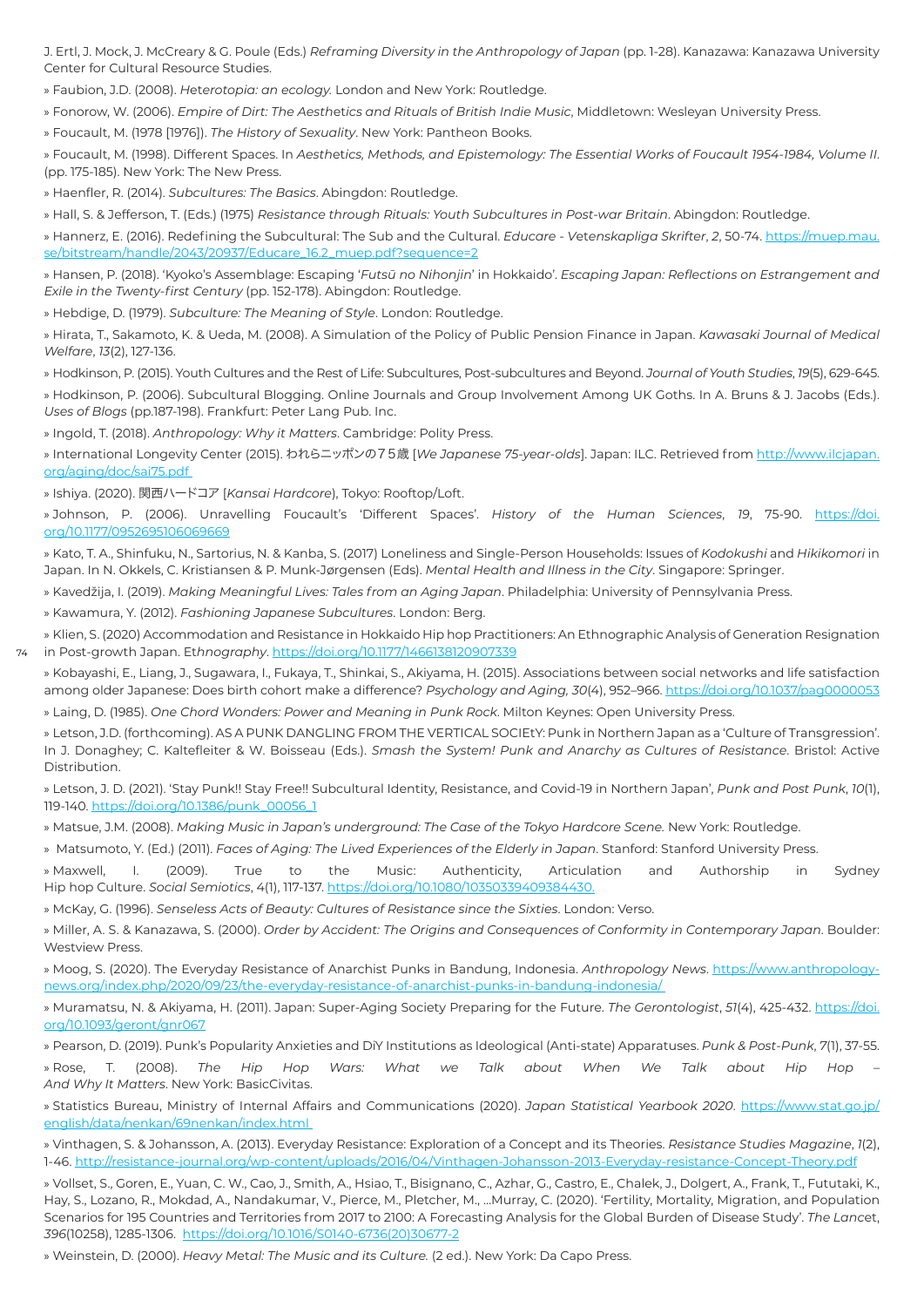J. Ertl, J. Mock, J. McCreary & G. Poule (Eds.) *Reframing Diversity in the Anthropology of Japan* (pp. 1-28). Kanazawa: Kanazawa University Center for Cultural Resource Studies.

» Faubion, J.D. (2008). *Heterotopia: an ecology.* London and New York: Routledge.

» Fonorow, W. (2006). *Empire of Dirt: The Aesthetics and Rituals of British Indie Music*, Middletown: Wesleyan University Press.

» Foucault, M. (1978 [1976]). *The History of Sexuality*. New York: Pantheon Books.

» Foucault, M. (1998). Different Spaces. In *Aesthetics, Methods, and Epistemology: The Essential Works of Foucault 1954-1984, Volume II*. (pp. 175-185). New York: The New Press.

» Haenfler, R. (2014). *Subcultures: The Basics*. Abingdon: Routledge.

» Hall, S. & Jefferson, T. (Eds.) (1975) *Resistance through Rituals: Youth Subcultures in Post-war Britain*. Abingdon: Routledge.

» Hannerz, E. (2016). Redefining the Subcultural: The Sub and the Cultural. *Educare - Vetenskapliga Skrifter*, *2*, 50-74. https://muep.mau.se/bitstream/handle/2043/20937/Educare_16.2_muep.pdf?sequence=2

» Hansen, P. (2018). 'Kyoko's Assemblage: Escaping '*Futsū no Nihonjin*' in Hokkaido'. *Escaping Japan: Reflections on Estrangement and Exile in the Twenty-first Century* (pp. 152-178). Abingdon: Routledge.

» Hebdige, D. (1979). *Subculture: The Meaning of Style*. London: Routledge.

» Hirata, T., Sakamoto, K. & Ueda, M. (2008). A Simulation of the Policy of Public Pension Finance in Japan. *Kawasaki Journal of Medical Welfare*, *13*(2), 127-136.

» Hodkinson, P. (2015). Youth Cultures and the Rest of Life: Subcultures, Post-subcultures and Beyond. *Journal of Youth Studies*, *19*(5), 629-645.

» Hodkinson, P. (2006). Subcultural Blogging. Online Journals and Group Involvement Among UK Goths. In A. Bruns & J. Jacobs (Eds.). *Uses of Blogs* (pp.187-198). Frankfurt: Peter Lang Pub. Inc.

» Ingold, T. (2018). *Anthropology: Why it Matters*. Cambridge: Polity Press.

» International Longevity Center (2015). われらニッポンの７５歳 [*We Japanese 75-year-olds*]. Japan: ILC. Retrieved from http://www.ilcjapan.org/aging/doc/sai75.pdf

» Ishiya. (2020). 関西ハードコア [*Kansai Hardcore*), Tokyo: Rooftop/Loft.

» Johnson, P. (2006). Unravelling Foucault's 'Different Spaces'. *History of the Human Sciences*, *19*, 75-90. https://doi.org/10.1177/0952695106069669

» Kato, T. A., Shinfuku, N., Sartorius, N. & Kanba, S. (2017) Loneliness and Single-Person Households: Issues of *Kodokushi* and *Hikikomori* in Japan. In N. Okkels, C. Kristiansen & P. Munk-Jørgensen (Eds). *Mental Health and Illness in the City*. Singapore: Springer.

» Kavedžija, I. (2019). *Making Meaningful Lives: Tales from an Aging Japan*. Philadelphia: University of Pennsylvania Press.

» Kawamura, Y. (2012). *Fashioning Japanese Subcultures*. London: Berg.

» Klien, S. (2020) Accommodation and Resistance in Hokkaido Hip hop Practitioners: An Ethnographic Analysis of Generation Resignation in Post-growth Japan. *Ethnography*. https://doi.org/10.1177/1466138120907339

» Kobayashi, E., Liang, J., Sugawara, I., Fukaya, T., Shinkai, S., Akiyama, H. (2015). Associations between social networks and life satisfaction among older Japanese: Does birth cohort make a difference? *Psychology and Aging, 30*(4), 952–966. https://doi.org/10.1037/pag0000053

» Laing, D. (1985). *One Chord Wonders: Power and Meaning in Punk Rock*. Milton Keynes: Open University Press.

» Letson, J.D. (forthcoming). AS A PUNK DANGLING FROM THE VERTICAL SOCIEtY: Punk in Northern Japan as a 'Culture of Transgression'. In J. Donaghey; C. Kaltefleiter & W. Boisseau (Eds.). *Smash the System! Punk and Anarchy as Cultures of Resistance*. Bristol: Active Distribution.

» Letson, J. D. (2021). 'Stay Punk!! Stay Free!! Subcultural Identity, Resistance, and Covid-19 in Northern Japan', *Punk and Post Punk*, *10*(1), 119-140. https://doi.org/10.1386/punk_00056_1

» Matsue, J.M. (2008). *Making Music in Japan's underground: The Case of the Tokyo Hardcore Scene.* New York: Routledge.

» Matsumoto, Y. (Ed.) (2011). *Faces of Aging: The Lived Experiences of the Elderly in Japan*. Stanford: Stanford University Press.

» Maxwell, I. (2009). True to the Music: Authenticity, Articulation and Authorship in Sydney Hip hop Culture. *Social Semiotics*, 4(1), 117-137. https://doi.org/10.1080/10350339409384430.

» McKay, G. (1996). *Senseless Acts of Beauty: Cultures of Resistance since the Sixties*. London: Verso.

» Miller, A. S. & Kanazawa, S. (2000). *Order by Accident: The Origins and Consequences of Conformity in Contemporary Japan*. Boulder: Westview Press.

» Moog, S. (2020). The Everyday Resistance of Anarchist Punks in Bandung, Indonesia. *Anthropology News*. https://www.anthropology-news.org/index.php/2020/09/23/the-everyday-resistance-of-anarchist-punks-in-bandung-indonesia/

» Muramatsu, N. & Akiyama, H. (2011). Japan: Super-Aging Society Preparing for the Future. *The Gerontologist*, *51*(4), 425-432. https://doi.org/10.1093/geront/gnr067

» Pearson, D. (2019). Punk's Popularity Anxieties and DiY Institutions as Ideological (Anti-state) Apparatuses. *Punk & Post-Punk*, *7*(1), 37-55.

» Rose, T. (2008). *The Hip Hop Wars: What we Talk about When We Talk about Hip Hop – And Why It Matters*. New York: BasicCivitas.

» Statistics Bureau, Ministry of Internal Affairs and Communications (2020). *Japan Statistical Yearbook 2020*. https://www.stat.go.jp/english/data/nenkan/69nenkan/index.html

» Vinthagen, S. & Johansson, A. (2013). Everyday Resistance: Exploration of a Concept and its Theories. *Resistance Studies Magazine*, *1*(2), 1-46. http://resistance-journal.org/wp-content/uploads/2016/04/Vinthagen-Johansson-2013-Everyday-resistance-Concept-Theory.pdf

» Vollset, S., Goren, E., Yuan, C. W., Cao, J., Smith, A., Hsiao, T., Bisignano, C., Azhar, G., Castro, E., Chalek, J., Dolgert, A., Frank, T., Fututaki, K., Hay, S., Lozano, R., Mokdad, A., Nandakumar, V., Pierce, M., Pletcher, M., ...Murray, C. (2020). 'Fertility, Mortality, Migration, and Population Scenarios for 195 Countries and Territories from 2017 to 2100: A Forecasting Analysis for the Global Burden of Disease Study'. *The Lancet*, *396*(10258), 1285-1306. https://doi.org/10.1016/S0140-6736(20)30677-2

» Weinstein, D. (2000). *Heavy Metal: The Music and its Culture.* (2 ed.). New York: Da Capo Press.